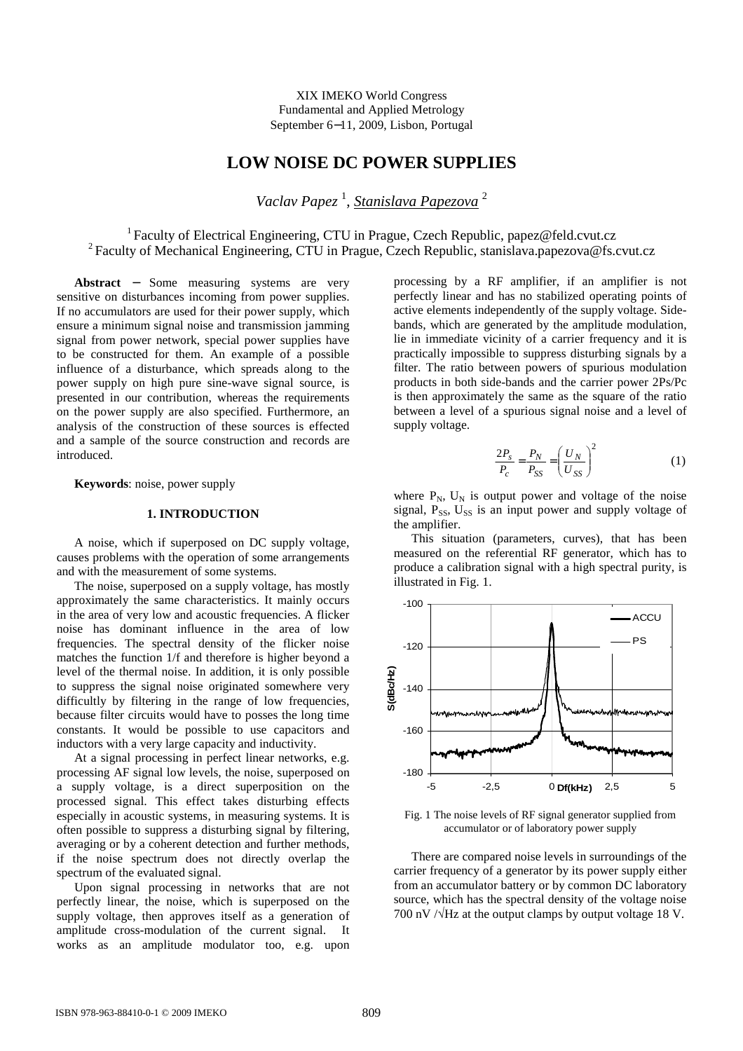XIX IMEKO World Congress
Fundamental and Applied Metrology
September 6−11, 2009, Lisbon, Portugal

# LOW NOISE DC POWER SUPPLIES

*Vaclav Papez* [1], *Stanislava Papezova* [2]

[1] Faculty of Electrical Engineering, CTU in Prague, Czech Republic, papez@feld.cvut.cz
[2] Faculty of Mechanical Engineering, CTU in Prague, Czech Republic, stanislava.papezova@fs.cvut.cz

**Abstract** − Some measuring systems are very sensitive on disturbances incoming from power supplies. If no accumulators are used for their power supply, which ensure a minimum signal noise and transmission jamming signal from power network, special power supplies have to be constructed for them. An example of a possible influence of a disturbance, which spreads along to the power supply on high pure sine-wave signal source, is presented in our contribution, whereas the requirements on the power supply are also specified. Furthermore, an analysis of the construction of these sources is effected and a sample of the source construction and records are introduced.

**Keywords**: noise, power supply

## 1. INTRODUCTION

A noise, which if superposed on DC supply voltage, causes problems with the operation of some arrangements and with the measurement of some systems.

The noise, superposed on a supply voltage, has mostly approximately the same characteristics. It mainly occurs in the area of very low and acoustic frequencies. A flicker noise has dominant influence in the area of low frequencies. The spectral density of the flicker noise matches the function 1/f and therefore is higher beyond a level of the thermal noise. In addition, it is only possible to suppress the signal noise originated somewhere very difficultly by filtering in the range of low frequencies, because filter circuits would have to posses the long time constants. It would be possible to use capacitors and inductors with a very large capacity and inductivity.

At a signal processing in perfect linear networks, e.g. processing AF signal low levels, the noise, superposed on a supply voltage, is a direct superposition on the processed signal. This effect takes disturbing effects especially in acoustic systems, in measuring systems. It is often possible to suppress a disturbing signal by filtering, averaging or by a coherent detection and further methods, if the noise spectrum does not directly overlap the spectrum of the evaluated signal.

Upon signal processing in networks that are not perfectly linear, the noise, which is superposed on the supply voltage, then approves itself as a generation of amplitude cross-modulation of the current signal. It works as an amplitude modulator too, e.g. upon processing by a RF amplifier, if an amplifier is not perfectly linear and has no stabilized operating points of active elements independently of the supply voltage. Side-bands, which are generated by the amplitude modulation, lie in immediate vicinity of a carrier frequency and it is practically impossible to suppress disturbing signals by a filter. The ratio between powers of spurious modulation products in both side-bands and the carrier power $2P_s/P_c$ is then approximately the same as the square of the ratio between a level of a spurious signal noise and a level of supply voltage.

$$\frac{2P_s}{P_c} = \frac{P_N}{P_{SS}} = \left(\frac{U_N}{U_{SS}}\right)^2 \qquad (1)$$

where $P_N$, $U_N$ is output power and voltage of the noise signal, $P_{SS}$, $U_{SS}$ is an input power and supply voltage of the amplifier.

This situation (parameters, curves), that has been measured on the referential RF generator, which has to produce a calibration signal with a high spectral purity, is illustrated in Fig. 1.

Fig. 1 The noise levels of RF signal generator supplied from accumulator or of laboratory power supply

There are compared noise levels in surroundings of the carrier frequency of a generator by its power supply either from an accumulator battery or by common DC laboratory source, which has the spectral density of the voltage noise 700 nV /√Hz at the output clamps by output voltage 18 V.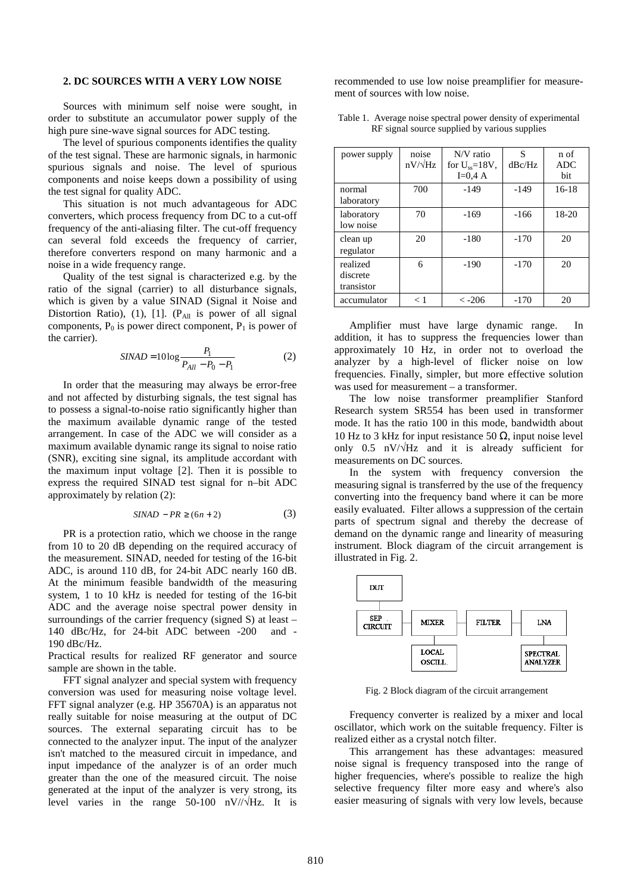## 2. DC SOURCES WITH A VERY LOW NOISE

Sources with minimum self noise were sought, in order to substitute an accumulator power supply of the high pure sine-wave signal sources for ADC testing.

The level of spurious components identifies the quality of the test signal. These are harmonic signals, in harmonic spurious signals and noise. The level of spurious components and noise keeps down a possibility of using the test signal for quality ADC.

This situation is not much advantageous for ADC converters, which process frequency from DC to a cut-off frequency of the anti-aliasing filter. The cut-off frequency can several fold exceeds the frequency of carrier, therefore converters respond on many harmonic and a noise in a wide frequency range.

Quality of the test signal is characterized e.g. by the ratio of the signal (carrier) to all disturbance signals, which is given by a value SINAD (Signal it Noise and Distortion Ratio), (1), [1]. ($P_{All}$ is power of all signal components, $P_0$ is power direct component, $P_1$ is power of the carrier).

$$SINAD = 10\log\frac{P_1}{P_{All} - P_0 - P_1} \qquad (2)$$

In order that the measuring may always be error-free and not affected by disturbing signals, the test signal has to possess a signal-to-noise ratio significantly higher than the maximum available dynamic range of the tested arrangement. In case of the ADC we will consider as a maximum available dynamic range its signal to noise ratio (SNR), exciting sine signal, its amplitude accordant with the maximum input voltage [2]. Then it is possible to express the required SINAD test signal for n–bit ADC approximately by relation (2):

$$SINAD - PR \geq (6n + 2) \qquad (3)$$

PR is a protection ratio, which we choose in the range from 10 to 20 dB depending on the required accuracy of the measurement. SINAD, needed for testing of the 16-bit ADC, is around 110 dB, for 24-bit ADC nearly 160 dB. At the minimum feasible bandwidth of the measuring system, 1 to 10 kHz is needed for testing of the 16-bit ADC and the average noise spectral power density in surroundings of the carrier frequency (signed S) at least – 140 dBc/Hz, for 24-bit ADC between -200 and -190 dBc/Hz.

Practical results for realized RF generator and source sample are shown in the table.

FFT signal analyzer and special system with frequency conversion was used for measuring noise voltage level. FFT signal analyzer (e.g. HP 35670A) is an apparatus not really suitable for noise measuring at the output of DC sources. The external separating circuit has to be connected to the analyzer input. The input of the analyzer isn't matched to the measured circuit in impedance, and input impedance of the analyzer is of an order much greater than the one of the measured circuit. The noise generated at the input of the analyzer is very strong, its level varies in the range 50-100 nV//√Hz. It is recommended to use low noise preamplifier for measurement of sources with low noise.

Table 1. Average noise spectral power density of experimental RF signal source supplied by various supplies

| power supply | noise nV/√Hz | N/V ratio for $U_{ss}$=18V, I=0,4 A | S dBc/Hz | n of ADC bit |
|---|---|---|---|---|
| normal laboratory | 700 | -149 | -149 | 16-18 |
| laboratory low noise | 70 | -169 | -166 | 18-20 |
| clean up regulator | 20 | -180 | -170 | 20 |
| realized discrete transistor | 6 | -190 | -170 | 20 |
| accumulator | < 1 | < -206 | -170 | 20 |

Amplifier must have large dynamic range. In addition, it has to suppress the frequencies lower than approximately 10 Hz, in order not to overload the analyzer by a high-level of flicker noise on low frequencies. Finally, simpler, but more effective solution was used for measurement – a transformer.

The low noise transformer preamplifier Stanford Research system SR554 has been used in transformer mode. It has the ratio 100 in this mode, bandwidth about 10 Hz to 3 kHz for input resistance 50 Ω, input noise level only 0.5 nV/√Hz and it is already sufficient for measurements on DC sources.

In the system with frequency conversion the measuring signal is transferred by the use of the frequency converting into the frequency band where it can be more easily evaluated. Filter allows a suppression of the certain parts of spectrum signal and thereby the decrease of demand on the dynamic range and linearity of measuring instrument. Block diagram of the circuit arrangement is illustrated in Fig. 2.

DUT

SEP. CIRCUIT — MIXER — FILTER — LNA

LOCAL OSCILL. — SPECTRAL ANALYZER

Fig. 2 Block diagram of the circuit arrangement

Frequency converter is realized by a mixer and local oscillator, which work on the suitable frequency. Filter is realized either as a crystal notch filter.

This arrangement has these advantages: measured noise signal is frequency transposed into the range of higher frequencies, where's possible to realize the high selective frequency filter more easy and where's also easier measuring of signals with very low levels, because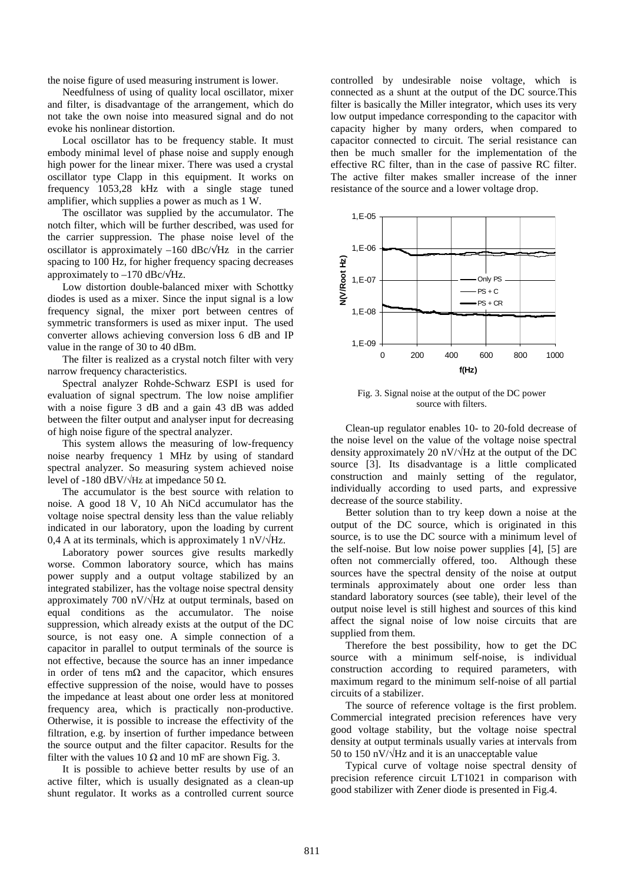the noise figure of used measuring instrument is lower.

Needfulness of using of quality local oscillator, mixer and filter, is disadvantage of the arrangement, which do not take the own noise into measured signal and do not evoke his nonlinear distortion.

Local oscillator has to be frequency stable. It must embody minimal level of phase noise and supply enough high power for the linear mixer. There was used a crystal oscillator type Clapp in this equipment. It works on frequency 1053,28 kHz with a single stage tuned amplifier, which supplies a power as much as 1 W.

The oscillator was supplied by the accumulator. The notch filter, which will be further described, was used for the carrier suppression. The phase noise level of the oscillator is approximately –160 dBc/√Hz in the carrier spacing to 100 Hz, for higher frequency spacing decreases approximately to –170 dBc/√Hz.

Low distortion double-balanced mixer with Schottky diodes is used as a mixer. Since the input signal is a low frequency signal, the mixer port between centres of symmetric transformers is used as mixer input. The used converter allows achieving conversion loss 6 dB and IP value in the range of 30 to 40 dBm.

The filter is realized as a crystal notch filter with very narrow frequency characteristics.

Spectral analyzer Rohde-Schwarz ESPI is used for evaluation of signal spectrum. The low noise amplifier with a noise figure 3 dB and a gain 43 dB was added between the filter output and analyser input for decreasing of high noise figure of the spectral analyzer.

This system allows the measuring of low-frequency noise nearby frequency 1 MHz by using of standard spectral analyzer. So measuring system achieved noise level of -180 dBV/√Hz at impedance 50 Ω.

The accumulator is the best source with relation to noise. A good 18 V, 10 Ah NiCd accumulator has the voltage noise spectral density less than the value reliably indicated in our laboratory, upon the loading by current 0,4 A at its terminals, which is approximately 1 nV/√Hz.

Laboratory power sources give results markedly worse. Common laboratory source, which has mains power supply and a output voltage stabilized by an integrated stabilizer, has the voltage noise spectral density approximately 700 nV/√Hz at output terminals, based on equal conditions as the accumulator. The noise suppression, which already exists at the output of the DC source, is not easy one. A simple connection of a capacitor in parallel to output terminals of the source is not effective, because the source has an inner impedance in order of tens mΩ and the capacitor, which ensures effective suppression of the noise, would have to posses the impedance at least about one order less at monitored frequency area, which is practically non-productive. Otherwise, it is possible to increase the effectivity of the filtration, e.g. by insertion of further impedance between the source output and the filter capacitor. Results for the filter with the values 10 Ω and 10 mF are shown Fig. 3.

It is possible to achieve better results by use of an active filter, which is usually designated as a clean-up shunt regulator. It works as a controlled current source controlled by undesirable noise voltage, which is connected as a shunt at the output of the DC source. This filter is basically the Miller integrator, which uses its very low output impedance corresponding to the capacitor with capacity higher by many orders, when compared to capacitor connected to circuit. The serial resistance can then be much smaller for the implementation of the effective RC filter, than in the case of passive RC filter. The active filter makes smaller increase of the inner resistance of the source and a lower voltage drop.

Fig. 3. Signal noise at the output of the DC power source with filters.

Clean-up regulator enables 10- to 20-fold decrease of the noise level on the value of the voltage noise spectral density approximately 20 nV/√Hz at the output of the DC source [3]. Its disadvantage is a little complicated construction and mainly setting of the regulator, individually according to used parts, and expressive decrease of the source stability.

Better solution than to try keep down a noise at the output of the DC source, which is originated in this source, is to use the DC source with a minimum level of the self-noise. But low noise power supplies [4], [5] are often not commercially offered, too. Although these sources have the spectral density of the noise at output terminals approximately about one order less than standard laboratory sources (see table), their level of the output noise level is still highest and sources of this kind affect the signal noise of low noise circuits that are supplied from them.

Therefore the best possibility, how to get the DC source with a minimum self-noise, is individual construction according to required parameters, with maximum regard to the minimum self-noise of all partial circuits of a stabilizer.

The source of reference voltage is the first problem. Commercial integrated precision references have very good voltage stability, but the voltage noise spectral density at output terminals usually varies at intervals from 50 to 150 nV/√Hz and it is an unacceptable value

Typical curve of voltage noise spectral density of precision reference circuit LT1021 in comparison with good stabilizer with Zener diode is presented in Fig.4.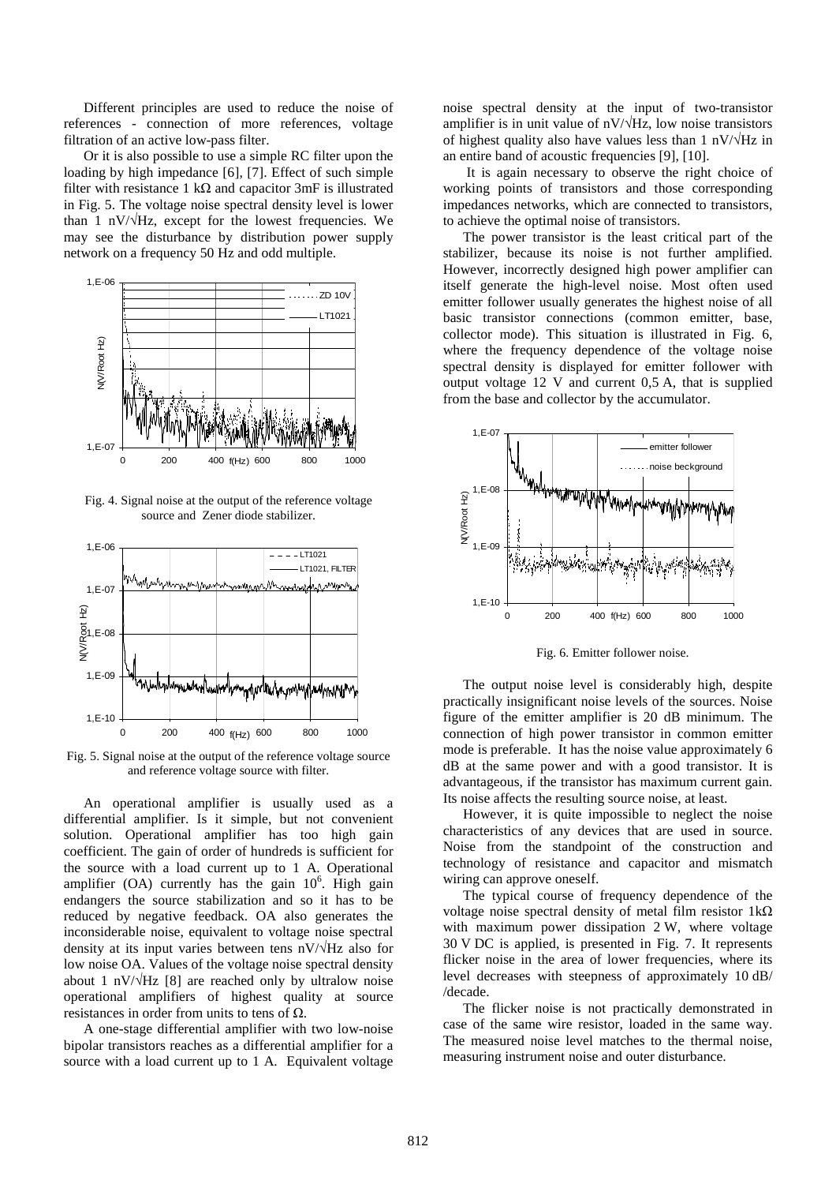Different principles are used to reduce the noise of references - connection of more references, voltage filtration of an active low-pass filter.

Or it is also possible to use a simple RC filter upon the loading by high impedance [6], [7]. Effect of such simple filter with resistance 1 kΩ and capacitor 3mF is illustrated in Fig. 5. The voltage noise spectral density level is lower than 1 nV/√Hz, except for the lowest frequencies. We may see the disturbance by distribution power supply network on a frequency 50 Hz and odd multiple.

Fig. 4. Signal noise at the output of the reference voltage source and Zener diode stabilizer.

Fig. 5. Signal noise at the output of the reference voltage source and reference voltage source with filter.

An operational amplifier is usually used as a differential amplifier. Is it simple, but not convenient solution. Operational amplifier has too high gain coefficient. The gain of order of hundreds is sufficient for the source with a load current up to 1 A. Operational amplifier (OA) currently has the gain $10^6$. High gain endangers the source stabilization and so it has to be reduced by negative feedback. OA also generates the inconsiderable noise, equivalent to voltage noise spectral density at its input varies between tens nV/√Hz also for low noise OA. Values of the voltage noise spectral density about 1 nV/√Hz [8] are reached only by ultralow noise operational amplifiers of highest quality at source resistances in order from units to tens of Ω.

A one-stage differential amplifier with two low-noise bipolar transistors reaches as a differential amplifier for a source with a load current up to 1 A. Equivalent voltage noise spectral density at the input of two-transistor amplifier is in unit value of nV/√Hz, low noise transistors of highest quality also have values less than 1 nV/√Hz in an entire band of acoustic frequencies [9], [10].

It is again necessary to observe the right choice of working points of transistors and those corresponding impedances networks, which are connected to transistors, to achieve the optimal noise of transistors.

The power transistor is the least critical part of the stabilizer, because its noise is not further amplified. However, incorrectly designed high power amplifier can itself generate the high-level noise. Most often used emitter follower usually generates the highest noise of all basic transistor connections (common emitter, base, collector mode). This situation is illustrated in Fig. 6, where the frequency dependence of the voltage noise spectral density is displayed for emitter follower with output voltage 12 V and current 0,5 A, that is supplied from the base and collector by the accumulator.

Fig. 6. Emitter follower noise.

The output noise level is considerably high, despite practically insignificant noise levels of the sources. Noise figure of the emitter amplifier is 20 dB minimum. The connection of high power transistor in common emitter mode is preferable. It has the noise value approximately 6 dB at the same power and with a good transistor. It is advantageous, if the transistor has maximum current gain. Its noise affects the resulting source noise, at least.

However, it is quite impossible to neglect the noise characteristics of any devices that are used in source. Noise from the standpoint of the construction and technology of resistance and capacitor and mismatch wiring can approve oneself.

The typical course of frequency dependence of the voltage noise spectral density of metal film resistor 1kΩ with maximum power dissipation 2 W, where voltage 30 V DC is applied, is presented in Fig. 7. It represents flicker noise in the area of lower frequencies, where its level decreases with steepness of approximately 10 dB/ /decade.

The flicker noise is not practically demonstrated in case of the same wire resistor, loaded in the same way. The measured noise level matches to the thermal noise, measuring instrument noise and outer disturbance.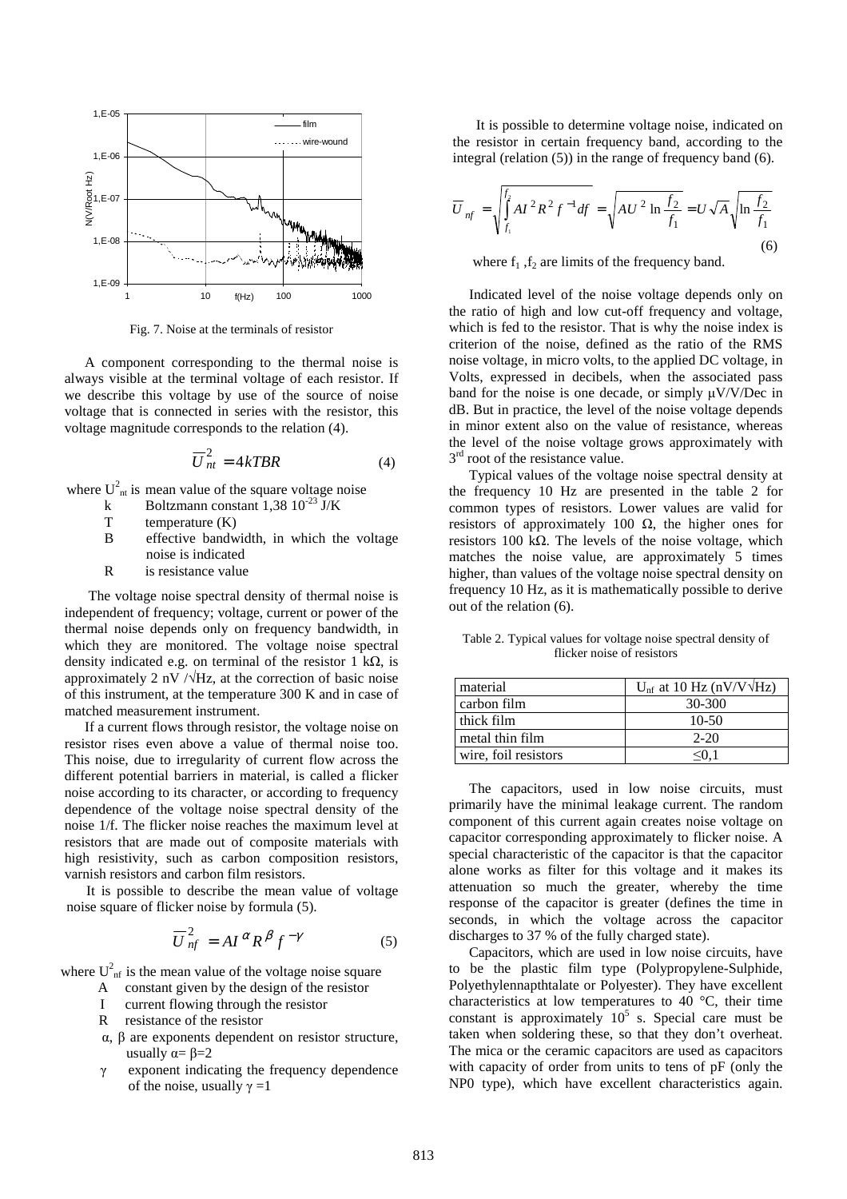Fig. 7. Noise at the terminals of resistor

A component corresponding to the thermal noise is always visible at the terminal voltage of each resistor. If we describe this voltage by use of the source of noise voltage that is connected in series with the resistor, this voltage magnitude corresponds to the relation (4).

$$\overline{U}_{nt}^2 = 4kTBR \qquad (4)$$

where $U^2_{nt}$ is mean value of the square voltage noise
- k Boltzmann constant $1{,}38\ 10^{-23}$ J/K
- T temperature (K)
- B effective bandwidth, in which the voltage noise is indicated
- R is resistance value

The voltage noise spectral density of thermal noise is independent of frequency; voltage, current or power of the thermal noise depends only on frequency bandwidth, in which they are monitored. The voltage noise spectral density indicated e.g. on terminal of the resistor 1 kΩ, is approximately 2 nV /√Hz, at the correction of basic noise of this instrument, at the temperature 300 K and in case of matched measurement instrument.

If a current flows through resistor, the voltage noise on resistor rises even above a value of thermal noise too. This noise, due to irregularity of current flow across the different potential barriers in material, is called a flicker noise according to its character, or according to frequency dependence of the voltage noise spectral density of the noise 1/f. The flicker noise reaches the maximum level at resistors that are made out of composite materials with high resistivity, such as carbon composition resistors, varnish resistors and carbon film resistors.

It is possible to describe the mean value of voltage noise square of flicker noise by formula (5).

$$\overline{U}_{nf}^2 = AI^{\alpha}R^{\beta}f^{-\gamma} \qquad (5)$$

where $U^2_{nf}$ is the mean value of the voltage noise square
- A constant given by the design of the resistor
- I current flowing through the resistor
- R resistance of the resistor
- $\alpha$, $\beta$ are exponents dependent on resistor structure, usually $\alpha = \beta = 2$
- $\gamma$ exponent indicating the frequency dependence of the noise, usually $\gamma = 1$

It is possible to determine voltage noise, indicated on the resistor in certain frequency band, according to the integral (relation (5)) in the range of frequency band (6).

$$\overline{U}_{nf} = \sqrt{\int_{f_1}^{f_2} AI^2R^2f^{-1}df} = \sqrt{AU^2 \ln\frac{f_2}{f_1}} = U\sqrt{A}\sqrt{\ln\frac{f_2}{f_1}} \qquad (6)$$

where $f_1$, $f_2$ are limits of the frequency band.

Indicated level of the noise voltage depends only on the ratio of high and low cut-off frequency and voltage, which is fed to the resistor. That is why the noise index is criterion of the noise, defined as the ratio of the RMS noise voltage, in micro volts, to the applied DC voltage, in Volts, expressed in decibels, when the associated pass band for the noise is one decade, or simply μV/V/Dec in dB. But in practice, the level of the noise voltage depends in minor extent also on the value of resistance, whereas the level of the noise voltage grows approximately with 3[rd] root of the resistance value.

Typical values of the voltage noise spectral density at the frequency 10 Hz are presented in the table 2 for common types of resistors. Lower values are valid for resistors of approximately 100 Ω, the higher ones for resistors 100 kΩ. The levels of the noise voltage, which matches the noise value, are approximately 5 times higher, than values of the voltage noise spectral density on frequency 10 Hz, as it is mathematically possible to derive out of the relation (6).

Table 2. Typical values for voltage noise spectral density of flicker noise of resistors

| material | $U_{nf}$ at 10 Hz (nV/V√Hz) |
|---|---|
| carbon film | 30-300 |
| thick film | 10-50 |
| metal thin film | 2-20 |
| wire, foil resistors | ≤0,1 |

The capacitors, used in low noise circuits, must primarily have the minimal leakage current. The random component of this current again creates noise voltage on capacitor corresponding approximately to flicker noise. A special characteristic of the capacitor is that the capacitor alone works as filter for this voltage and it makes its attenuation so much the greater, whereby the time response of the capacitor is greater (defines the time in seconds, in which the voltage across the capacitor discharges to 37 % of the fully charged state).

Capacitors, which are used in low noise circuits, have to be the plastic film type (Polypropylene-Sulphide, Polyethylennapthtalate or Polyester). They have excellent characteristics at low temperatures to 40 °C, their time constant is approximately $10^5$ s. Special care must be taken when soldering these, so that they don't overheat. The mica or the ceramic capacitors are used as capacitors with capacity of order from units to tens of pF (only the NP0 type), which have excellent characteristics again.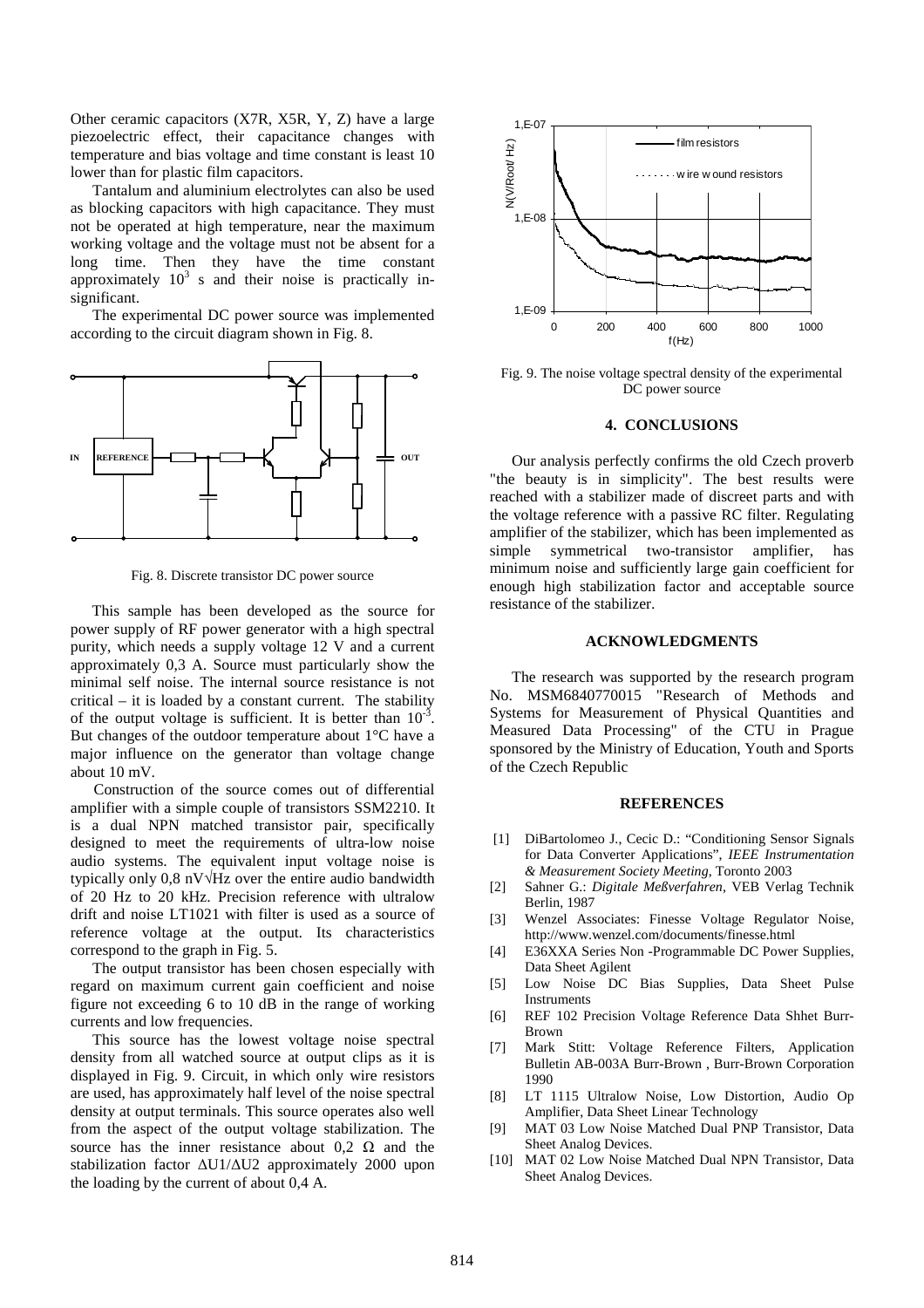Other ceramic capacitors (X7R, X5R, Y, Z) have a large piezoelectric effect, their capacitance changes with temperature and bias voltage and time constant is least 10 lower than for plastic film capacitors.

Tantalum and aluminium electrolytes can also be used as blocking capacitors with high capacitance. They must not be operated at high temperature, near the maximum working voltage and the voltage must not be absent for a long time. Then they have the time constant approximately $10^3$ s and their noise is practically insignificant.

The experimental DC power source was implemented according to the circuit diagram shown in Fig. 8.

IN

REFERENCE

OUT

Fig. 8. Discrete transistor DC power source

This sample has been developed as the source for power supply of RF power generator with a high spectral purity, which needs a supply voltage 12 V and a current approximately 0,3 A. Source must particularly show the minimal self noise. The internal source resistance is not critical – it is loaded by a constant current. The stability of the output voltage is sufficient. It is better than $10^{-3}$. But changes of the outdoor temperature about 1°C have a major influence on the generator than voltage change about 10 mV.

Construction of the source comes out of differential amplifier with a simple couple of transistors SSM2210. It is a dual NPN matched transistor pair, specifically designed to meet the requirements of ultra-low noise audio systems. The equivalent input voltage noise is typically only 0,8 nV√Hz over the entire audio bandwidth of 20 Hz to 20 kHz. Precision reference with ultralow drift and noise LT1021 with filter is used as a source of reference voltage at the output. Its characteristics correspond to the graph in Fig. 5.

The output transistor has been chosen especially with regard on maximum current gain coefficient and noise figure not exceeding 6 to 10 dB in the range of working currents and low frequencies.

This source has the lowest voltage noise spectral density from all watched source at output clips as it is displayed in Fig. 9. Circuit, in which only wire resistors are used, has approximately half level of the noise spectral density at output terminals. This source operates also well from the aspect of the output voltage stabilization. The source has the inner resistance about 0,2 Ω and the stabilization factor $\Delta U1/\Delta U2$ approximately 2000 upon the loading by the current of about 0,4 A.

N(V/Root/ Hz)

1,E-07

1,E-08

1,E-09

0 200 400 600 800 1000

f(Hz)

film resistors

wire wound resistors

Fig. 9. The noise voltage spectral density of the experimental DC power source

## 4. CONCLUSIONS

Our analysis perfectly confirms the old Czech proverb "the beauty is in simplicity". The best results were reached with a stabilizer made of discreet parts and with the voltage reference with a passive RC filter. Regulating amplifier of the stabilizer, which has been implemented as simple symmetrical two-transistor amplifier, has minimum noise and sufficiently large gain coefficient for enough high stabilization factor and acceptable source resistance of the stabilizer.

## ACKNOWLEDGMENTS

The research was supported by the research program No. MSM6840770015 "Research of Methods and Systems for Measurement of Physical Quantities and Measured Data Processing" of the CTU in Prague sponsored by the Ministry of Education, Youth and Sports of the Czech Republic

## REFERENCES

[1] DiBartolomeo J., Cecic D.: "Conditioning Sensor Signals for Data Converter Applications", *IEEE Instrumentation & Measurement Society Meeting*, Toronto 2003

[2] Sahner G.: *Digitale Meßverfahren*, VEB Verlag Technik Berlin, 1987

[3] Wenzel Associates: Finesse Voltage Regulator Noise, http://www.wenzel.com/documents/finesse.html

[4] E36XXA Series Non -Programmable DC Power Supplies, Data Sheet Agilent

[5] Low Noise DC Bias Supplies, Data Sheet Pulse Instruments

[6] REF 102 Precision Voltage Reference Data Shhet Burr-Brown

[7] Mark Stitt: Voltage Reference Filters, Application Bulletin AB-003A Burr-Brown , Burr-Brown Corporation 1990

[8] LT 1115 Ultralow Noise, Low Distortion, Audio Op Amplifier, Data Sheet Linear Technology

[9] MAT 03 Low Noise Matched Dual PNP Transistor, Data Sheet Analog Devices.

[10] MAT 02 Low Noise Matched Dual NPN Transistor, Data Sheet Analog Devices.